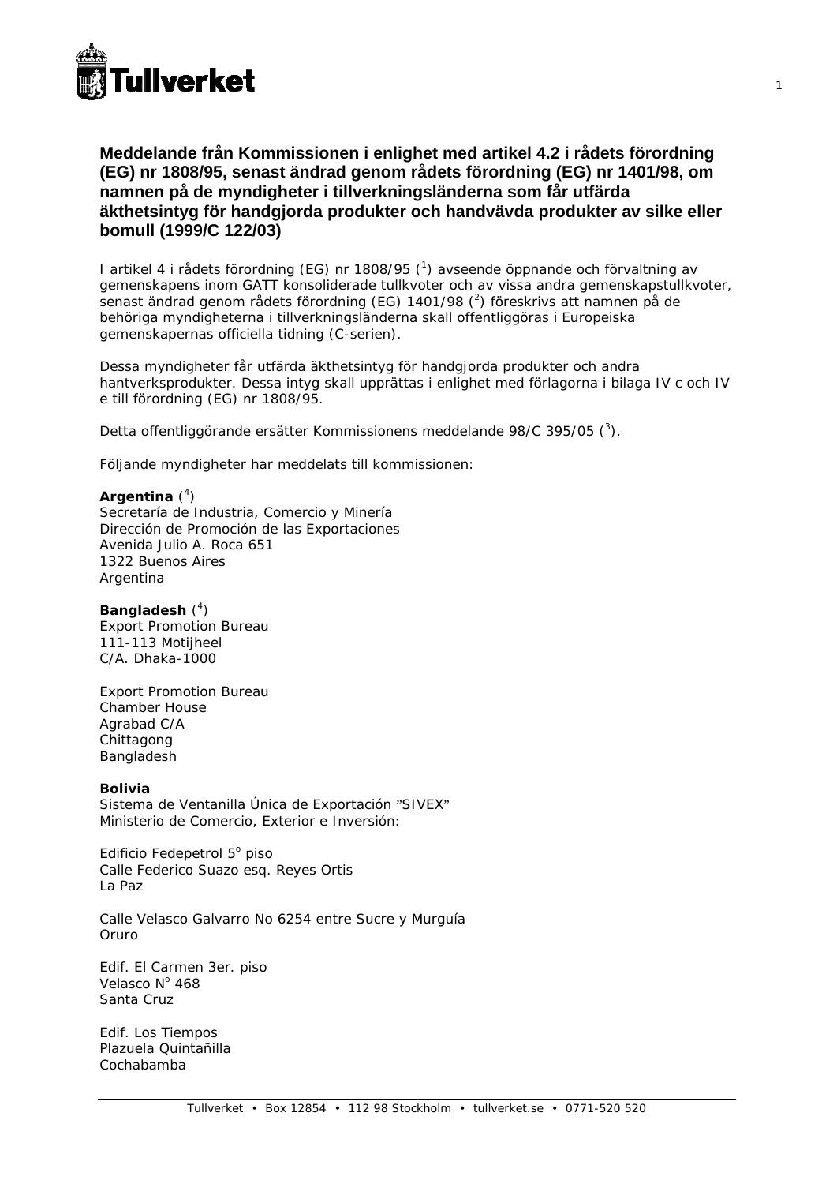## Meddelande från Kommissionen i enlighet med artikel 4.2 i rådets förordning (EG) nr 1808/95, senast ändrad genom rådets förordning (EG) nr 1401/98, om namnen på de myndigheter i tillverkningsländerna som får utfärda äkthetsintyg för handgjorda produkter och handvävda produkter av silke eller bomull (1999/C 122/03)

I artikel 4 i rådets förordning (EG) nr 1808/95 ([1]) avseende öppnande och förvaltning av gemenskapens inom GATT konsoliderade tullkvoter och av vissa andra gemenskapstullkvoter, senast ändrad genom rådets förordning (EG) 1401/98 ([2]) föreskrivs att namnen på de behöriga myndigheterna i tillverkningsländerna skall offentliggöras i Europeiska gemenskapernas officiella tidning (C-serien).

Dessa myndigheter får utfärda äkthetsintyg för handgjorda produkter och andra hantverksprodukter. Dessa intyg skall upprättas i enlighet med förlagorna i bilaga IV c och IV e till förordning (EG) nr 1808/95.

Detta offentliggörande ersätter Kommissionens meddelande 98/C 395/05 ([3]).

Följande myndigheter har meddelats till kommissionen:

**Argentina** ([4])
Secretaría de Industria, Comercio y Minería
Dirección de Promoción de las Exportaciones
Avenida Julio A. Roca 651
1322 Buenos Aires
Argentina

**Bangladesh** ([4])
Export Promotion Bureau
111-113 Motijheel
C/A. Dhaka-1000

Export Promotion Bureau
Chamber House
Agrabad C/A
Chittagong
Bangladesh

**Bolivia**
Sistema de Ventanilla Única de Exportación "SIVEX"
Ministerio de Comercio, Exterior e Inversión:

Edificio Fedepetrol 5° piso
Calle Federico Suazo esq. Reyes Ortis
La Paz

Calle Velasco Galvarro No 6254 entre Sucre y Murguía
Oruro

Edif. El Carmen 3er. piso
Velasco N° 468
Santa Cruz

Edif. Los Tiempos
Plazuela Quintañilla
Cochabamba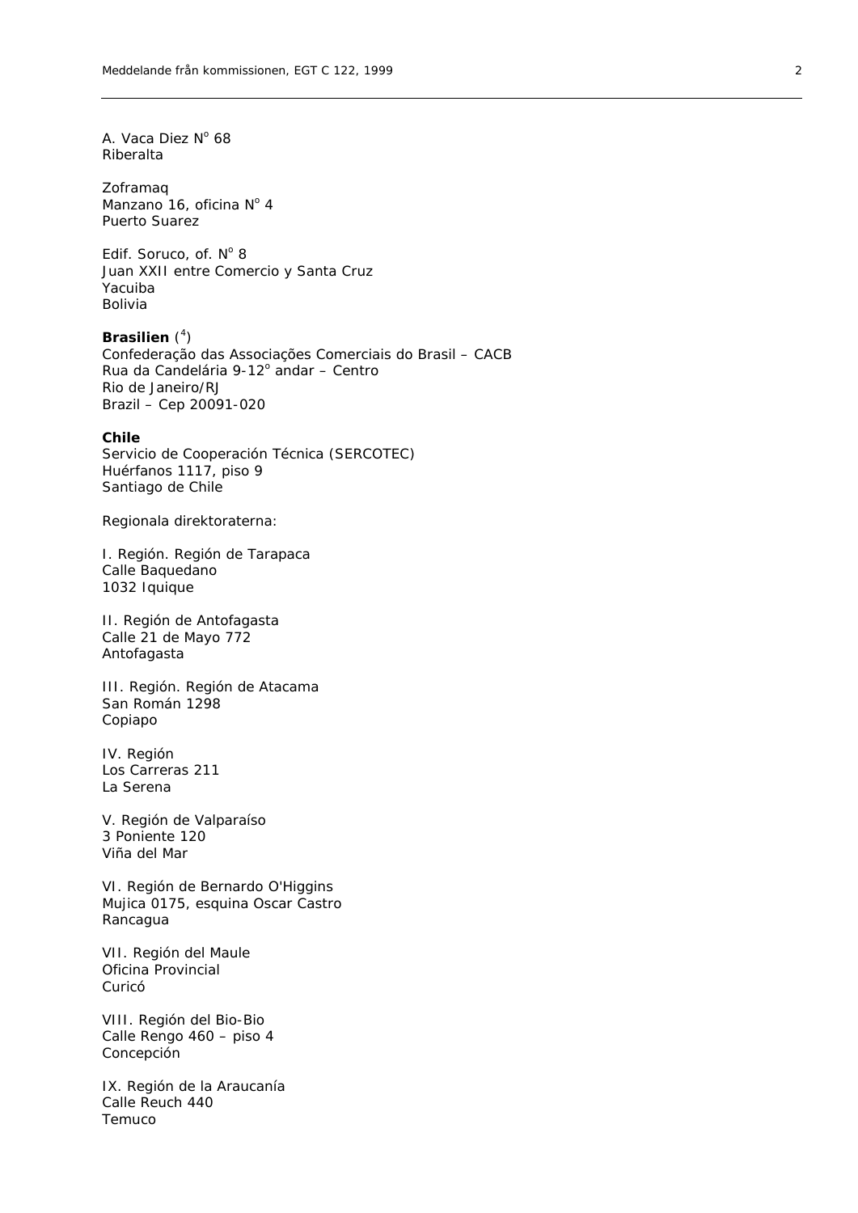A. Vaca Diez N° 68
Riberalta

Zoframaq
Manzano 16, oficina N° 4
Puerto Suarez

Edif. Soruco, of. N° 8
Juan XXII entre Comercio y Santa Cruz
Yacuiba
Bolivia

**Brasilien** ([4])
Confederação das Associações Comerciais do Brasil – CACB
Rua da Candelária 9-12° andar – Centro
Rio de Janeiro/RJ
Brazil – Cep 20091-020

**Chile**
Servicio de Cooperación Técnica (SERCOTEC)
Huérfanos 1117, piso 9
Santiago de Chile

Regionala direktoraterna:

I. Región. Región de Tarapaca
Calle Baquedano
1032 Iquique

II. Región de Antofagasta
Calle 21 de Mayo 772
Antofagasta

III. Región. Región de Atacama
San Román 1298
Copiapo

IV. Región
Los Carreras 211
La Serena

V. Región de Valparaíso
3 Poniente 120
Viña del Mar

VI. Región de Bernardo O'Higgins
Mujica 0175, esquina Oscar Castro
Rancagua

VII. Región del Maule
Oficina Provincial
Curicó

VIII. Región del Bio-Bio
Calle Rengo 460 – piso 4
Concepción

IX. Región de la Araucanía
Calle Reuch 440
Temuco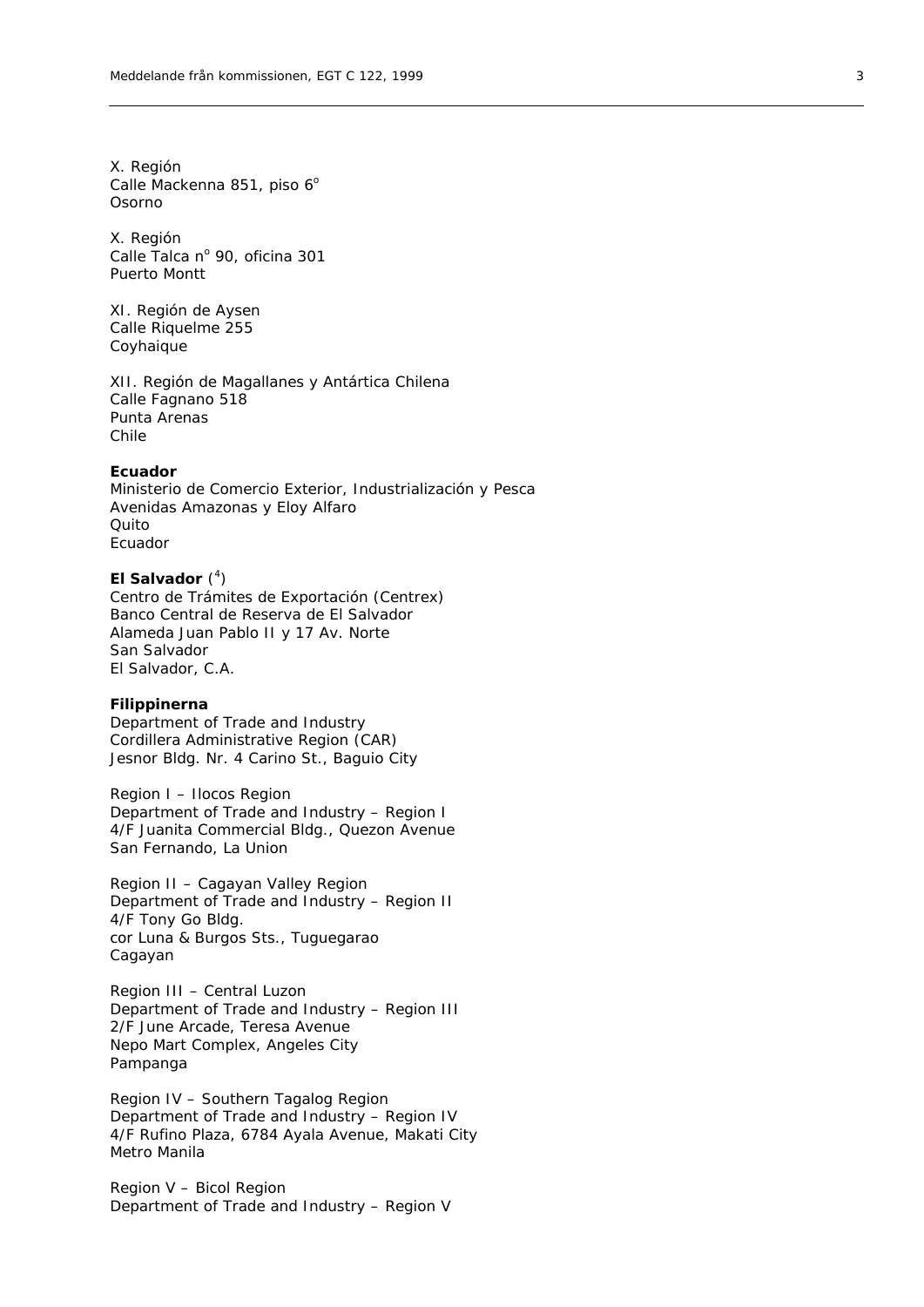X. Región
Calle Mackenna 851, piso 6°
Osorno

X. Región
Calle Talca n° 90, oficina 301
Puerto Montt

XI. Región de Aysen
Calle Riquelme 255
Coyhaique

XII. Región de Magallanes y Antártica Chilena
Calle Fagnano 518
Punta Arenas
Chile

**Ecuador**
Ministerio de Comercio Exterior, Industrialización y Pesca
Avenidas Amazonas y Eloy Alfaro
Quito
Ecuador

**El Salvador** ([4])
Centro de Trámites de Exportación (Centrex)
Banco Central de Reserva de El Salvador
Alameda Juan Pablo II y 17 Av. Norte
San Salvador
El Salvador, C.A.

**Filippinerna**
Department of Trade and Industry
Cordillera Administrative Region (CAR)
Jesnor Bldg. Nr. 4 Carino St., Baguio City

Region I – Ilocos Region
Department of Trade and Industry – Region I
4/F Juanita Commercial Bldg., Quezon Avenue
San Fernando, La Union

Region II – Cagayan Valley Region
Department of Trade and Industry – Region II
4/F Tony Go Bldg.
cor Luna & Burgos Sts., Tuguegarao
Cagayan

Region III – Central Luzon
Department of Trade and Industry – Region III
2/F June Arcade, Teresa Avenue
Nepo Mart Complex, Angeles City
Pampanga

Region IV – Southern Tagalog Region
Department of Trade and Industry – Region IV
4/F Rufino Plaza, 6784 Ayala Avenue, Makati City
Metro Manila

Region V – Bicol Region
Department of Trade and Industry – Region V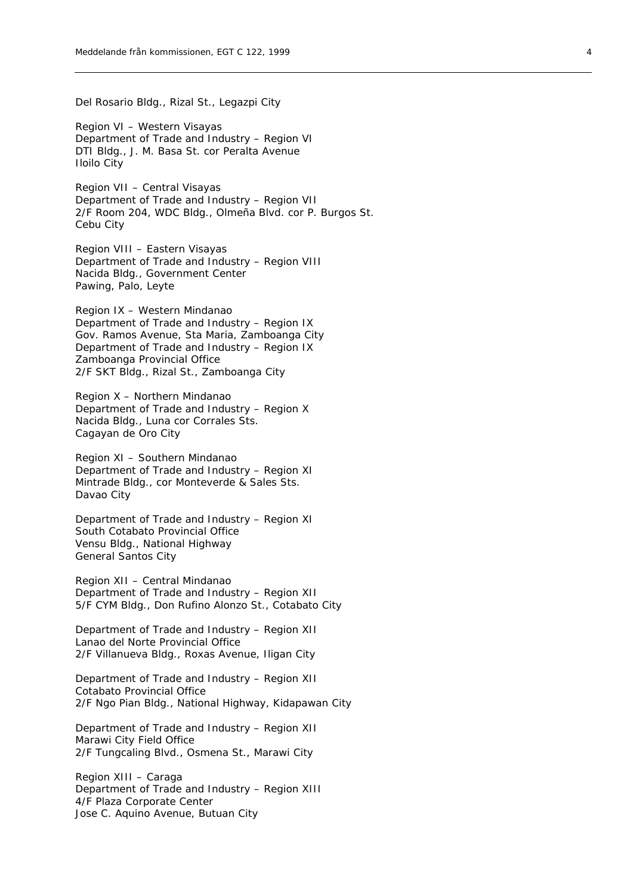Del Rosario Bldg., Rizal St., Legazpi City

Region VI – Western Visayas
Department of Trade and Industry – Region VI
DTI Bldg., J. M. Basa St. cor Peralta Avenue
Iloilo City

Region VII – Central Visayas
Department of Trade and Industry – Region VII
2/F Room 204, WDC Bldg., Olmeña Blvd. cor P. Burgos St.
Cebu City

Region VIII – Eastern Visayas
Department of Trade and Industry – Region VIII
Nacida Bldg., Government Center
Pawing, Palo, Leyte

Region IX – Western Mindanao
Department of Trade and Industry – Region IX
Gov. Ramos Avenue, Sta Maria, Zamboanga City
Department of Trade and Industry – Region IX
Zamboanga Provincial Office
2/F SKT Bldg., Rizal St., Zamboanga City

Region X – Northern Mindanao
Department of Trade and Industry – Region X
Nacida Bldg., Luna cor Corrales Sts.
Cagayan de Oro City

Region XI – Southern Mindanao
Department of Trade and Industry – Region XI
Mintrade Bldg., cor Monteverde & Sales Sts.
Davao City

Department of Trade and Industry – Region XI
South Cotabato Provincial Office
Vensu Bldg., National Highway
General Santos City

Region XII – Central Mindanao
Department of Trade and Industry – Region XII
5/F CYM Bldg., Don Rufino Alonzo St., Cotabato City

Department of Trade and Industry – Region XII
Lanao del Norte Provincial Office
2/F Villanueva Bldg., Roxas Avenue, Iligan City

Department of Trade and Industry – Region XII
Cotabato Provincial Office
2/F Ngo Pian Bldg., National Highway, Kidapawan City

Department of Trade and Industry – Region XII
Marawi City Field Office
2/F Tungcaling Blvd., Osmena St., Marawi City

Region XIII – Caraga
Department of Trade and Industry – Region XIII
4/F Plaza Corporate Center
Jose C. Aquino Avenue, Butuan City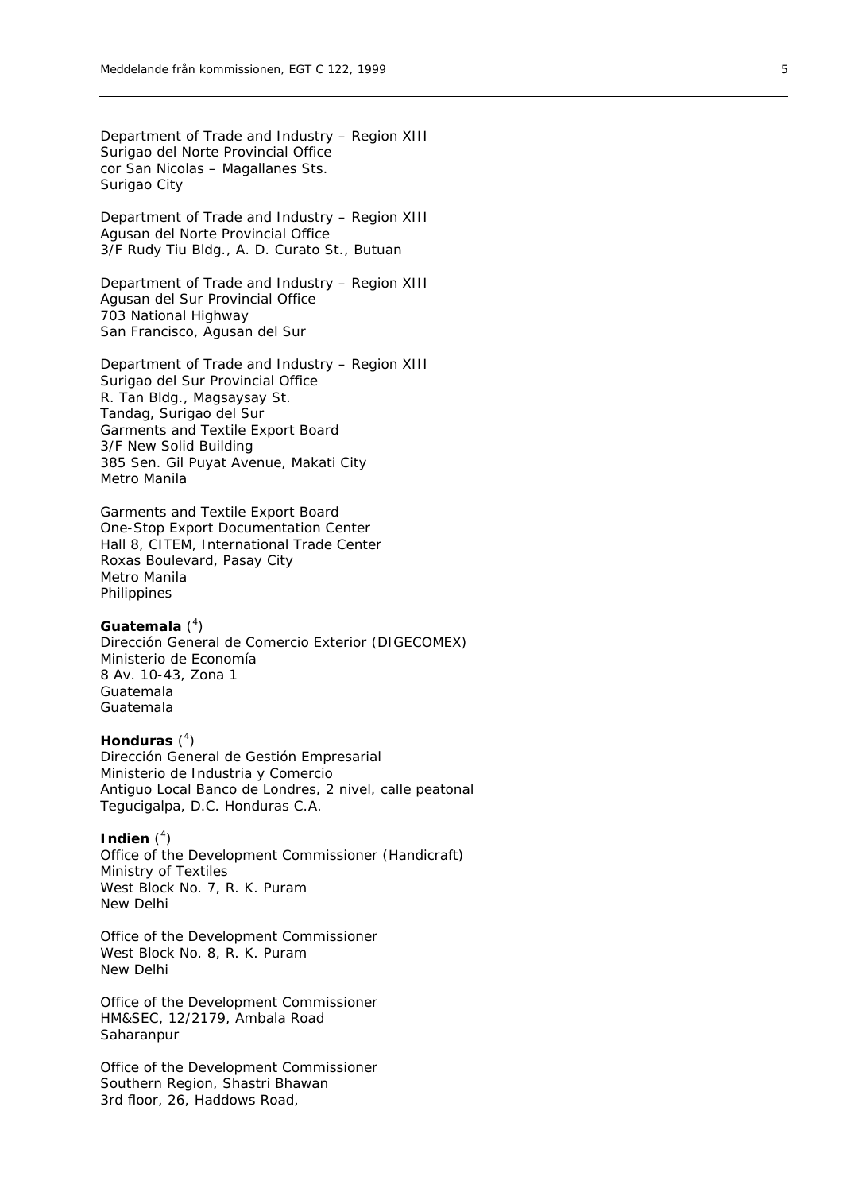Department of Trade and Industry – Region XIII
Surigao del Norte Provincial Office
cor San Nicolas – Magallanes Sts.
Surigao City

Department of Trade and Industry – Region XIII
Agusan del Norte Provincial Office
3/F Rudy Tiu Bldg., A. D. Curato St., Butuan

Department of Trade and Industry – Region XIII
Agusan del Sur Provincial Office
703 National Highway
San Francisco, Agusan del Sur

Department of Trade and Industry – Region XIII
Surigao del Sur Provincial Office
R. Tan Bldg., Magsaysay St.
Tandag, Surigao del Sur
Garments and Textile Export Board
3/F New Solid Building
385 Sen. Gil Puyat Avenue, Makati City
Metro Manila

Garments and Textile Export Board
One-Stop Export Documentation Center
Hall 8, CITEM, International Trade Center
Roxas Boulevard, Pasay City
Metro Manila
Philippines

**Guatemala** ([4])
Dirección General de Comercio Exterior (DIGECOMEX)
Ministerio de Economía
8 Av. 10-43, Zona 1
Guatemala
Guatemala

**Honduras** ([4])
Dirección General de Gestión Empresarial
Ministerio de Industria y Comercio
Antiguo Local Banco de Londres, 2 nivel, calle peatonal
Tegucigalpa, D.C. Honduras C.A.

**Indien** ([4])
Office of the Development Commissioner (Handicraft)
Ministry of Textiles
West Block No. 7, R. K. Puram
New Delhi

Office of the Development Commissioner
West Block No. 8, R. K. Puram
New Delhi

Office of the Development Commissioner
HM&SEC, 12/2179, Ambala Road
Saharanpur

Office of the Development Commissioner
Southern Region, Shastri Bhawan
3rd floor, 26, Haddows Road,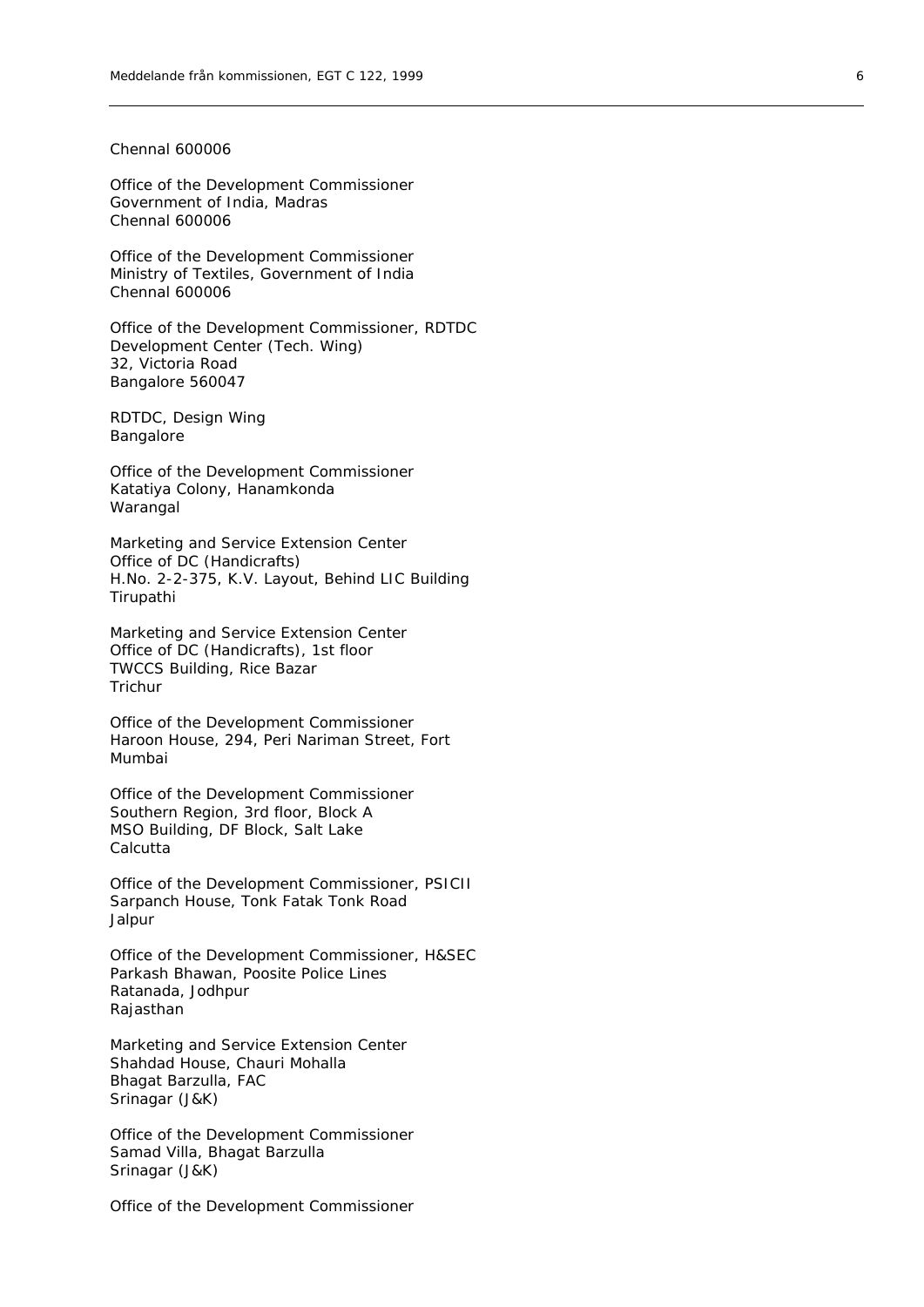Chennal 600006

Office of the Development Commissioner
Government of India, Madras
Chennal 600006

Office of the Development Commissioner
Ministry of Textiles, Government of India
Chennal 600006

Office of the Development Commissioner, RDTDC
Development Center (Tech. Wing)
32, Victoria Road
Bangalore 560047

RDTDC, Design Wing
Bangalore

Office of the Development Commissioner
Katatiya Colony, Hanamkonda
Warangal

Marketing and Service Extension Center
Office of DC (Handicrafts)
H.No. 2-2-375, K.V. Layout, Behind LIC Building
Tirupathi

Marketing and Service Extension Center
Office of DC (Handicrafts), 1st floor
TWCCS Building, Rice Bazar
Trichur

Office of the Development Commissioner
Haroon House, 294, Peri Nariman Street, Fort
Mumbai

Office of the Development Commissioner
Southern Region, 3rd floor, Block A
MSO Building, DF Block, Salt Lake
Calcutta

Office of the Development Commissioner, PSICII
Sarpanch House, Tonk Fatak Tonk Road
Jalpur

Office of the Development Commissioner, H&SEC
Parkash Bhawan, Poosite Police Lines
Ratanada, Jodhpur
Rajasthan

Marketing and Service Extension Center
Shahdad House, Chauri Mohalla
Bhagat Barzulla, FAC
Srinagar (J&K)

Office of the Development Commissioner
Samad Villa, Bhagat Barzulla
Srinagar (J&K)

Office of the Development Commissioner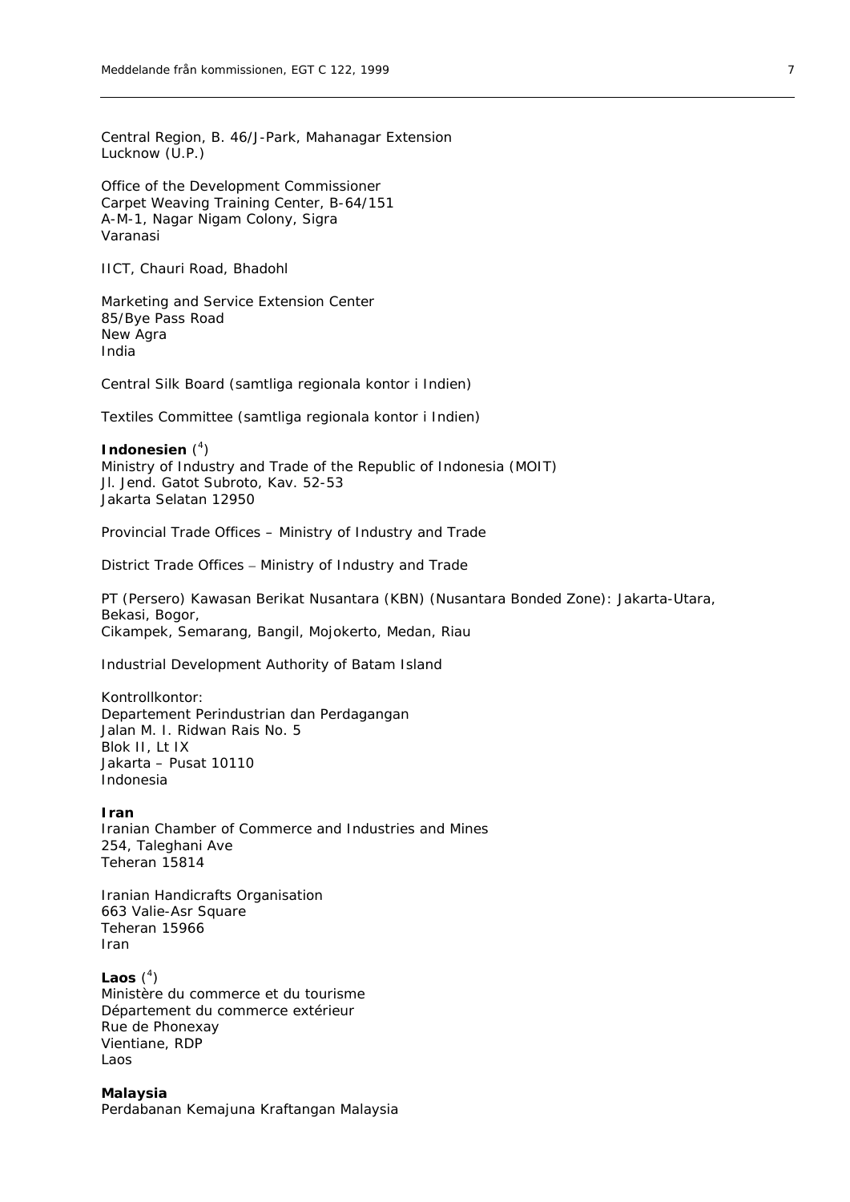Central Region, B. 46/J-Park, Mahanagar Extension
Lucknow (U.P.)

Office of the Development Commissioner
Carpet Weaving Training Center, B-64/151
A-M-1, Nagar Nigam Colony, Sigra
Varanasi

IICT, Chauri Road, Bhadohl

Marketing and Service Extension Center
85/Bye Pass Road
New Agra
India

Central Silk Board (samtliga regionala kontor i Indien)

Textiles Committee (samtliga regionala kontor i Indien)

**Indonesien** ([4])
Ministry of Industry and Trade of the Republic of Indonesia (MOIT)
Jl. Jend. Gatot Subroto, Kav. 52-53
Jakarta Selatan 12950

Provincial Trade Offices – Ministry of Industry and Trade

District Trade Offices – Ministry of Industry and Trade

PT (Persero) Kawasan Berikat Nusantara (KBN) (Nusantara Bonded Zone): Jakarta-Utara, Bekasi, Bogor,
Cikampek, Semarang, Bangil, Mojokerto, Medan, Riau

Industrial Development Authority of Batam Island

Kontrollkontor:
Departement Perindustrian dan Perdagangan
Jalan M. I. Ridwan Rais No. 5
Blok II, Lt IX
Jakarta – Pusat 10110
Indonesia

**Iran**
Iranian Chamber of Commerce and Industries and Mines
254, Taleghani Ave
Teheran 15814

Iranian Handicrafts Organisation
663 Valie-Asr Square
Teheran 15966
Iran

**Laos** ([4])
Ministère du commerce et du tourisme
Département du commerce extérieur
Rue de Phonexay
Vientiane, RDP
Laos

**Malaysia**
Perdabanan Kemajuna Kraftangan Malaysia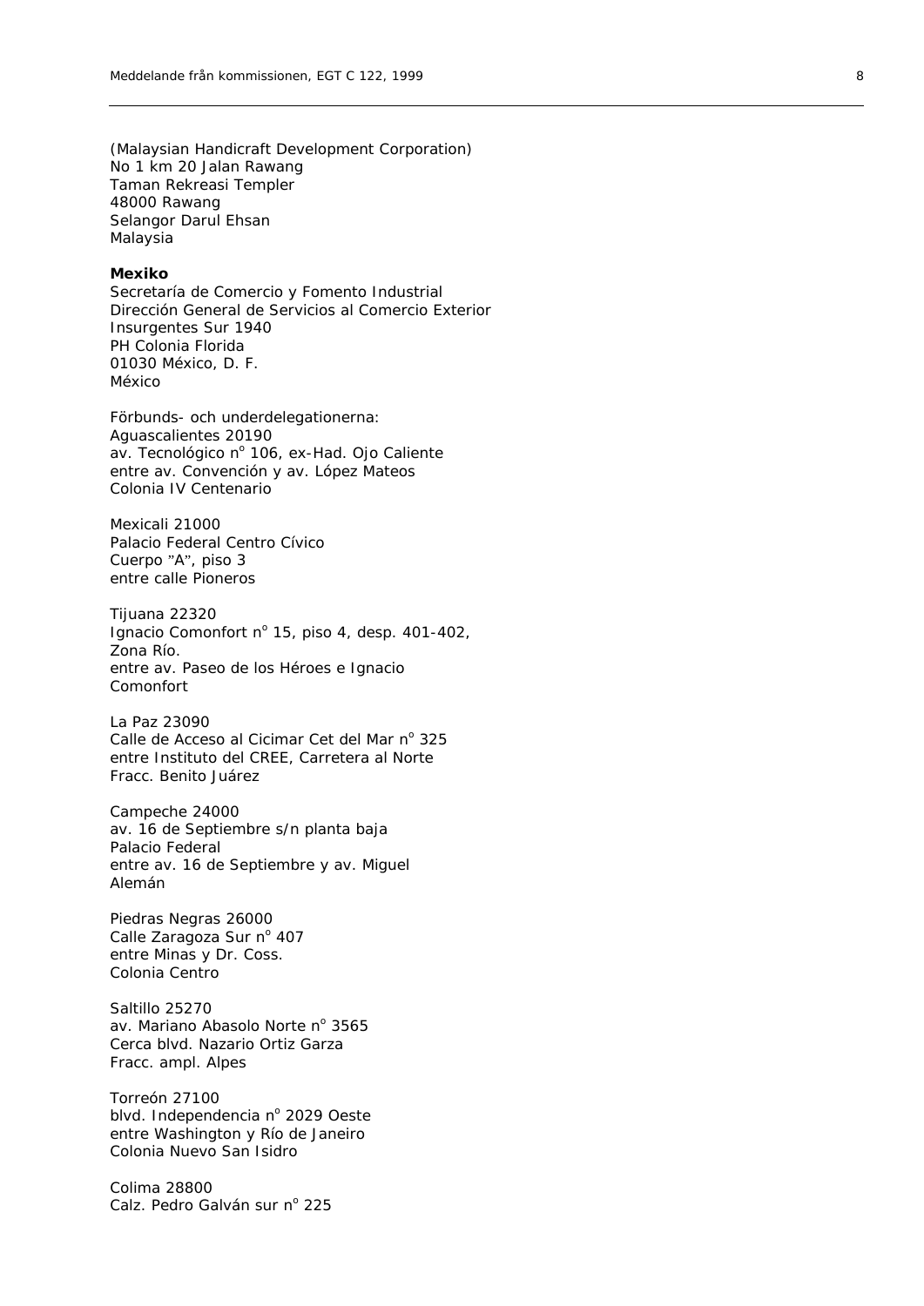(Malaysian Handicraft Development Corporation)
No 1 km 20 Jalan Rawang
Taman Rekreasi Templer
48000 Rawang
Selangor Darul Ehsan
Malaysia

**Mexiko**
Secretaría de Comercio y Fomento Industrial
Dirección General de Servicios al Comercio Exterior
Insurgentes Sur 1940
PH Colonia Florida
01030 México, D. F.
México

Förbunds- och underdelegationerna:
Aguascalientes 20190
av. Tecnológico n° 106, ex-Had. Ojo Caliente
entre av. Convención y av. López Mateos
Colonia IV Centenario

Mexicali 21000
Palacio Federal Centro Cívico
Cuerpo "A", piso 3
entre calle Pioneros

Tijuana 22320
Ignacio Comonfort n° 15, piso 4, desp. 401-402,
Zona Río.
entre av. Paseo de los Héroes e Ignacio
Comonfort

La Paz 23090
Calle de Acceso al Cicimar Cet del Mar n° 325
entre Instituto del CREE, Carretera al Norte
Fracc. Benito Juárez

Campeche 24000
av. 16 de Septiembre s/n planta baja
Palacio Federal
entre av. 16 de Septiembre y av. Miguel
Alemán

Piedras Negras 26000
Calle Zaragoza Sur n° 407
entre Minas y Dr. Coss.
Colonia Centro

Saltillo 25270
av. Mariano Abasolo Norte n° 3565
Cerca blvd. Nazario Ortiz Garza
Fracc. ampl. Alpes

Torreón 27100
blvd. Independencia n° 2029 Oeste
entre Washington y Río de Janeiro
Colonia Nuevo San Isidro

Colima 28800
Calz. Pedro Galván sur n° 225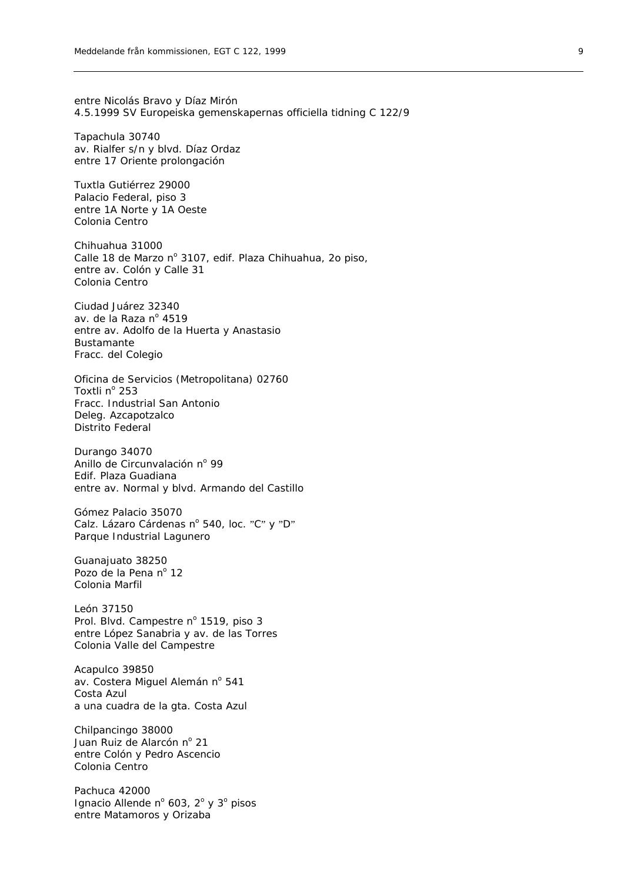entre Nicolás Bravo y Díaz Mirón

Tapachula 30740
av. Rialfer s/n y blvd. Díaz Ordaz
entre 17 Oriente prolongación

Tuxtla Gutiérrez 29000
Palacio Federal, piso 3
entre 1A Norte y 1A Oeste
Colonia Centro

Chihuahua 31000
Calle 18 de Marzo nº 3107, edif. Plaza Chihuahua, 2o piso,
entre av. Colón y Calle 31
Colonia Centro

Ciudad Juárez 32340
av. de la Raza nº 4519
entre av. Adolfo de la Huerta y Anastasio
Bustamante
Fracc. del Colegio

Oficina de Servicios (Metropolitana) 02760
Toxtli nº 253
Fracc. Industrial San Antonio
Deleg. Azcapotzalco
Distrito Federal

Durango 34070
Anillo de Circunvalación nº 99
Edif. Plaza Guadiana
entre av. Normal y blvd. Armando del Castillo

Gómez Palacio 35070
Calz. Lázaro Cárdenas nº 540, loc. "C" y "D"
Parque Industrial Lagunero

Guanajuato 38250
Pozo de la Pena nº 12
Colonia Marfil

León 37150
Prol. Blvd. Campestre nº 1519, piso 3
entre López Sanabria y av. de las Torres
Colonia Valle del Campestre

Acapulco 39850
av. Costera Miguel Alemán nº 541
Costa Azul
a una cuadra de la gta. Costa Azul

Chilpancingo 38000
Juan Ruiz de Alarcón nº 21
entre Colón y Pedro Ascencio
Colonia Centro

Pachuca 42000
Ignacio Allende nº 603, 2º y 3º pisos
entre Matamoros y Orizaba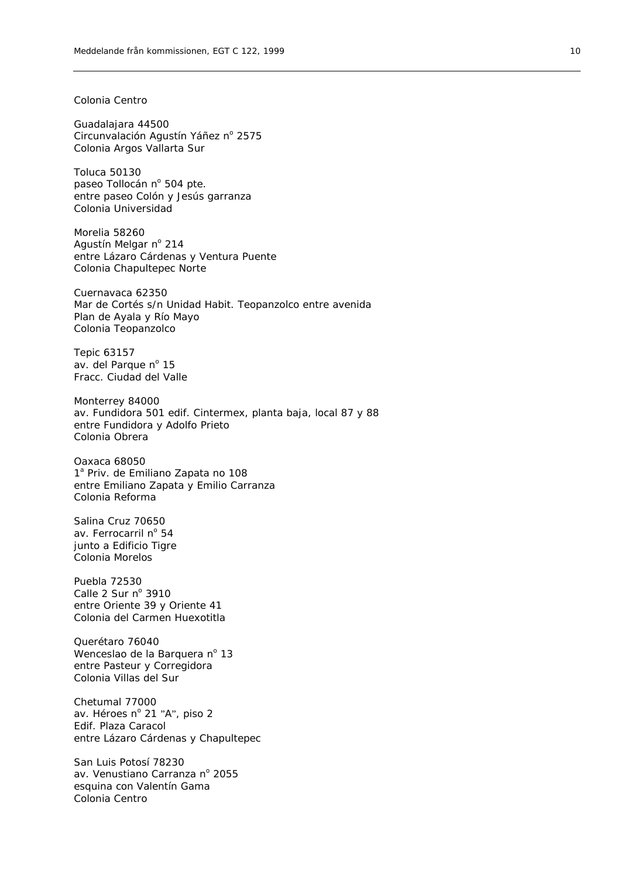Colonia Centro

Guadalajara 44500
Circunvalación Agustín Yáñez nº 2575
Colonia Argos Vallarta Sur

Toluca 50130
paseo Tollocán nº 504 pte.
entre paseo Colón y Jesús garranza
Colonia Universidad

Morelia 58260
Agustín Melgar nº 214
entre Lázaro Cárdenas y Ventura Puente
Colonia Chapultepec Norte

Cuernavaca 62350
Mar de Cortés s/n Unidad Habit. Teopanzolco entre avenida
Plan de Ayala y Río Mayo
Colonia Teopanzolco

Tepic 63157
av. del Parque nº 15
Fracc. Ciudad del Valle

Monterrey 84000
av. Fundidora 501 edif. Cintermex, planta baja, local 87 y 88
entre Fundidora y Adolfo Prieto
Colonia Obrera

Oaxaca 68050
1ª Priv. de Emiliano Zapata no 108
entre Emiliano Zapata y Emilio Carranza
Colonia Reforma

Salina Cruz 70650
av. Ferrocarril nº 54
junto a Edificio Tigre
Colonia Morelos

Puebla 72530
Calle 2 Sur nº 3910
entre Oriente 39 y Oriente 41
Colonia del Carmen Huexotitla

Querétaro 76040
Wenceslao de la Barquera nº 13
entre Pasteur y Corregidora
Colonia Villas del Sur

Chetumal 77000
av. Héroes nº 21 "A", piso 2
Edif. Plaza Caracol
entre Lázaro Cárdenas y Chapultepec

San Luis Potosí 78230
av. Venustiano Carranza nº 2055
esquina con Valentín Gama
Colonia Centro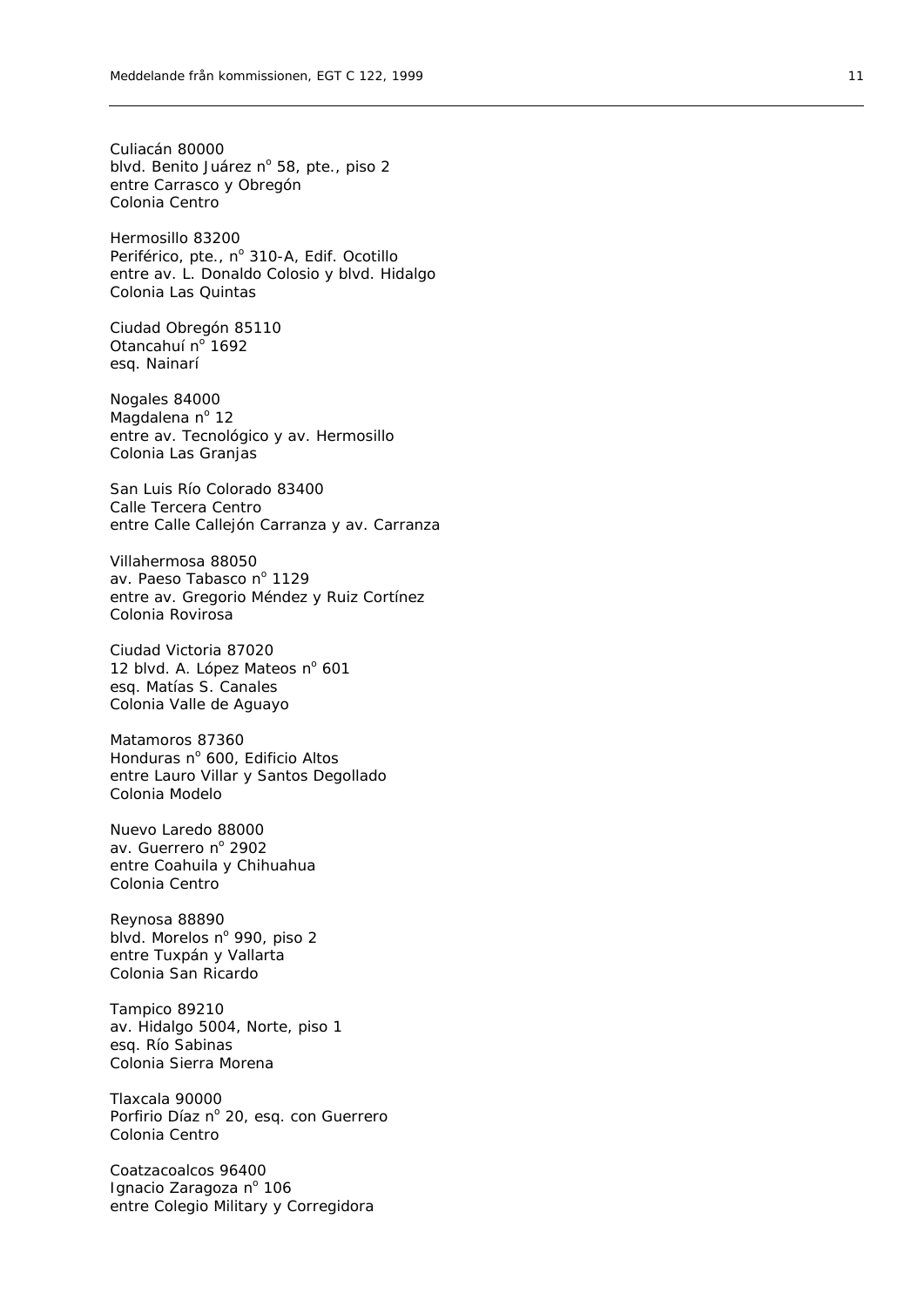Culiacán 80000
blvd. Benito Juárez n° 58, pte., piso 2
entre Carrasco y Obregón
Colonia Centro

Hermosillo 83200
Periférico, pte., n° 310-A, Edif. Ocotillo
entre av. L. Donaldo Colosio y blvd. Hidalgo
Colonia Las Quintas

Ciudad Obregón 85110
Otancahuí n° 1692
esq. Nainarí

Nogales 84000
Magdalena n° 12
entre av. Tecnológico y av. Hermosillo
Colonia Las Granjas

San Luis Río Colorado 83400
Calle Tercera Centro
entre Calle Callejón Carranza y av. Carranza

Villahermosa 88050
av. Paeso Tabasco n° 1129
entre av. Gregorio Méndez y Ruiz Cortínez
Colonia Rovirosa

Ciudad Victoria 87020
12 blvd. A. López Mateos n° 601
esq. Matías S. Canales
Colonia Valle de Aguayo

Matamoros 87360
Honduras n° 600, Edificio Altos
entre Lauro Villar y Santos Degollado
Colonia Modelo

Nuevo Laredo 88000
av. Guerrero n° 2902
entre Coahuila y Chihuahua
Colonia Centro

Reynosa 88890
blvd. Morelos n° 990, piso 2
entre Tuxpán y Vallarta
Colonia San Ricardo

Tampico 89210
av. Hidalgo 5004, Norte, piso 1
esq. Río Sabinas
Colonia Sierra Morena

Tlaxcala 90000
Porfirio Díaz n° 20, esq. con Guerrero
Colonia Centro

Coatzacoalcos 96400
Ignacio Zaragoza n° 106
entre Colegio Military y Corregidora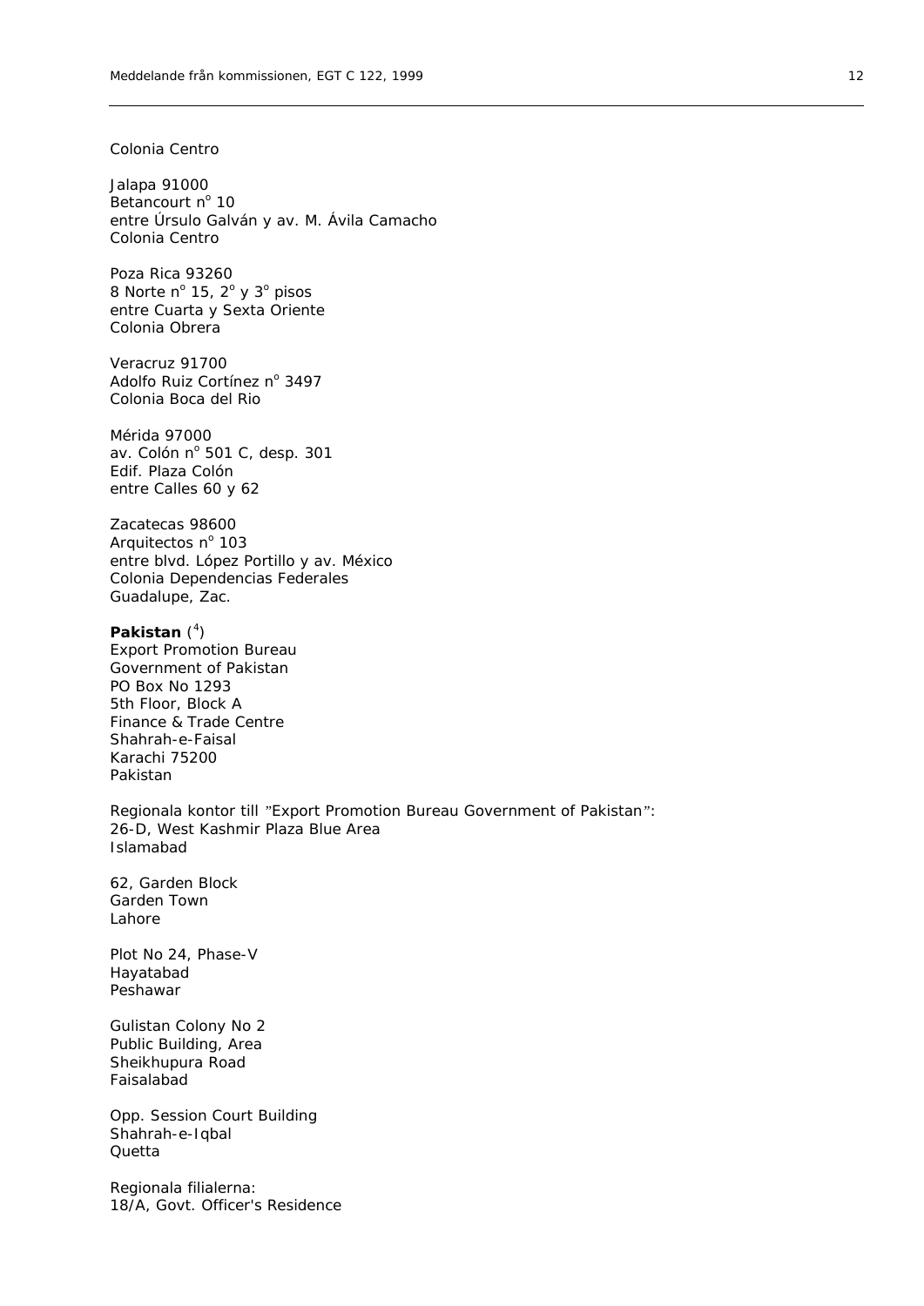Colonia Centro

Jalapa 91000
Betancourt nº 10
entre Úrsulo Galván y av. M. Ávila Camacho
Colonia Centro

Poza Rica 93260
8 Norte nº 15, 2º y 3º pisos
entre Cuarta y Sexta Oriente
Colonia Obrera

Veracruz 91700
Adolfo Ruiz Cortínez nº 3497
Colonia Boca del Rio

Mérida 97000
av. Colón nº 501 C, desp. 301
Edif. Plaza Colón
entre Calles 60 y 62

Zacatecas 98600
Arquitectos nº 103
entre blvd. López Portillo y av. México
Colonia Dependencias Federales
Guadalupe, Zac.

**Pakistan** ([4])
Export Promotion Bureau
Government of Pakistan
PO Box No 1293
5th Floor, Block A
Finance & Trade Centre
Shahrah-e-Faisal
Karachi 75200
Pakistan

Regionala kontor till "Export Promotion Bureau Government of Pakistan":
26-D, West Kashmir Plaza Blue Area
Islamabad

62, Garden Block
Garden Town
Lahore

Plot No 24, Phase-V
Hayatabad
Peshawar

Gulistan Colony No 2
Public Building, Area
Sheikhupura Road
Faisalabad

Opp. Session Court Building
Shahrah-e-Iqbal
Quetta

Regionala filialerna:
18/A, Govt. Officer's Residence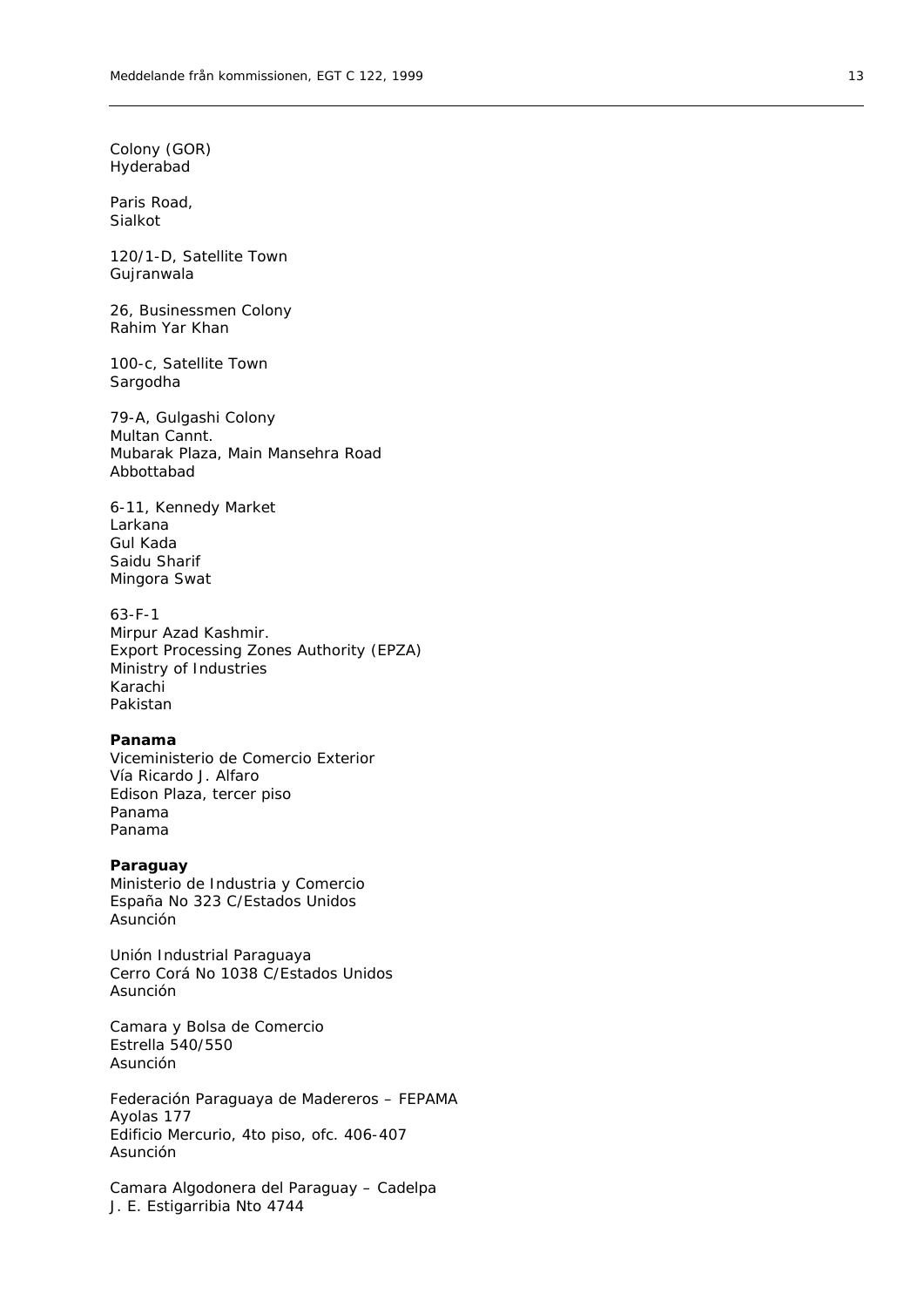Colony (GOR)
Hyderabad

Paris Road,
Sialkot

120/1-D, Satellite Town
Gujranwala

26, Businessmen Colony
Rahim Yar Khan

100-c, Satellite Town
Sargodha

79-A, Gulgashi Colony
Multan Cannt.
Mubarak Plaza, Main Mansehra Road
Abbottabad

6-11, Kennedy Market
Larkana
Gul Kada
Saidu Sharif
Mingora Swat

63-F-1
Mirpur Azad Kashmir.
Export Processing Zones Authority (EPZA)
Ministry of Industries
Karachi
Pakistan

**Panama**
Viceministerio de Comercio Exterior
Vía Ricardo J. Alfaro
Edison Plaza, tercer piso
Panama
Panama

**Paraguay**
Ministerio de Industria y Comercio
España No 323 C/Estados Unidos
Asunción

Unión Industrial Paraguaya
Cerro Corá No 1038 C/Estados Unidos
Asunción

Camara y Bolsa de Comercio
Estrella 540/550
Asunción

Federación Paraguaya de Madereros – FEPAMA
Ayolas 177
Edificio Mercurio, 4to piso, ofc. 406-407
Asunción

Camara Algodonera del Paraguay – Cadelpa
J. E. Estigarribia Nto 4744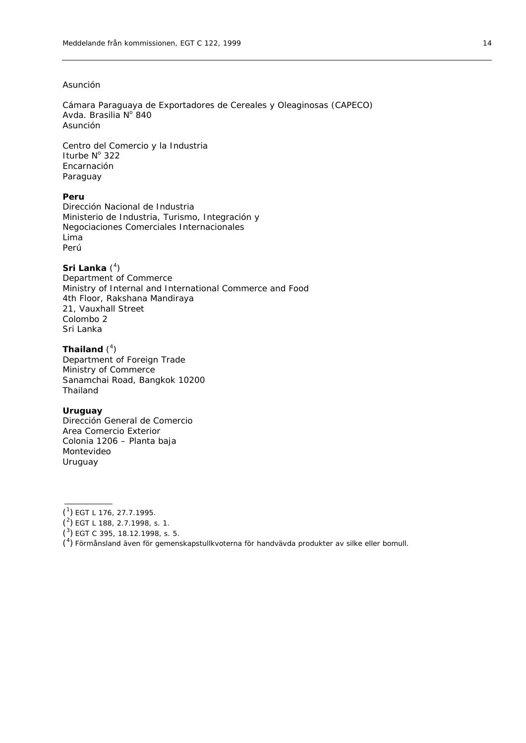Asunción

Cámara Paraguaya de Exportadores de Cereales y Oleaginosas (CAPECO)
Avda. Brasilia N° 840
Asunción

Centro del Comercio y la Industria
Iturbe N° 322
Encarnación
Paraguay

**Peru**
Dirección Nacional de Industria
Ministerio de Industria, Turismo, Integración y
Negociaciones Comerciales Internacionales
Lima
Perú

**Sri Lanka** ([4])
Department of Commerce
Ministry of Internal and International Commerce and Food
4th Floor, Rakshana Mandiraya
21, Vauxhall Street
Colombo 2
Sri Lanka

**Thailand** ([4])
Department of Foreign Trade
Ministry of Commerce
Sanamchai Road, Bangkok 10200
Thailand

**Uruguay**
Dirección General de Comercio
Area Comercio Exterior
Colonia 1206 – Planta baja
Montevideo
Uruguay

---

([1]) EGT L 176, 27.7.1995.
([2]) EGT L 188, 2.7.1998, s. 1.
([3]) EGT C 395, 18.12.1998, s. 5.
([4]) Förmånsland även för gemenskapstullkvoterna för handvävda produkter av silke eller bomull.